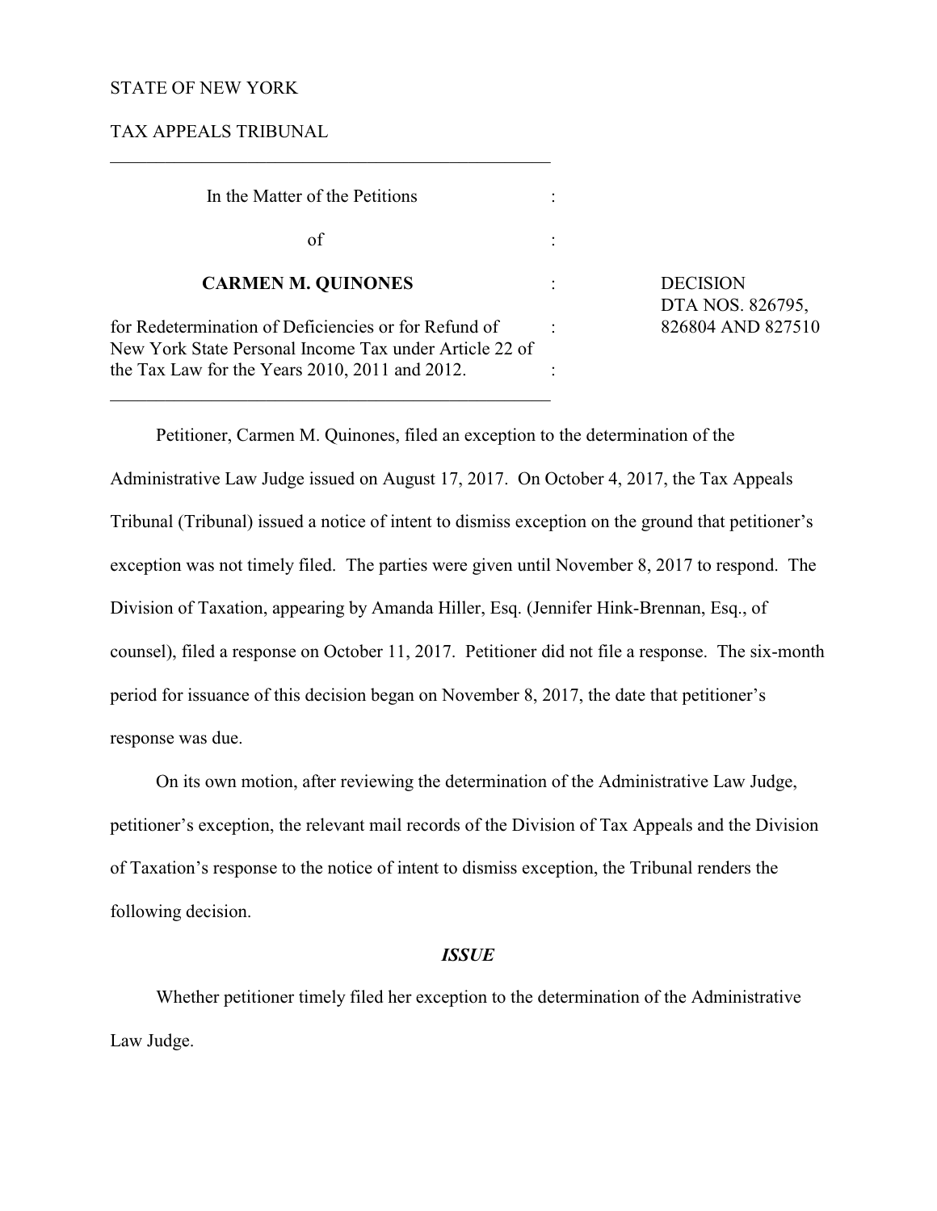STATE OF NEW YORK

TAX APPEALS TRIBUNAL

---

| | | |
|---|---|---|
| In the Matter of the Petitions | : | |
| of | : | |
| **CARMEN M. QUINONES** | : | DECISION<br>DTA NOS. 826795,<br>826804 AND 827510 |
| for Redetermination of Deficiencies or for Refund of New York State Personal Income Tax under Article 22 of the Tax Law for the Years 2010, 2011 and 2012. | : | |

---

Petitioner, Carmen M. Quinones, filed an exception to the determination of the Administrative Law Judge issued on August 17, 2017. On October 4, 2017, the Tax Appeals Tribunal (Tribunal) issued a notice of intent to dismiss exception on the ground that petitioner's exception was not timely filed. The parties were given until November 8, 2017 to respond. The Division of Taxation, appearing by Amanda Hiller, Esq. (Jennifer Hink-Brennan, Esq., of counsel), filed a response on October 11, 2017. Petitioner did not file a response. The six-month period for issuance of this decision began on November 8, 2017, the date that petitioner's response was due.

On its own motion, after reviewing the determination of the Administrative Law Judge, petitioner's exception, the relevant mail records of the Division of Tax Appeals and the Division of Taxation's response to the notice of intent to dismiss exception, the Tribunal renders the following decision.

### *ISSUE*

Whether petitioner timely filed her exception to the determination of the Administrative Law Judge.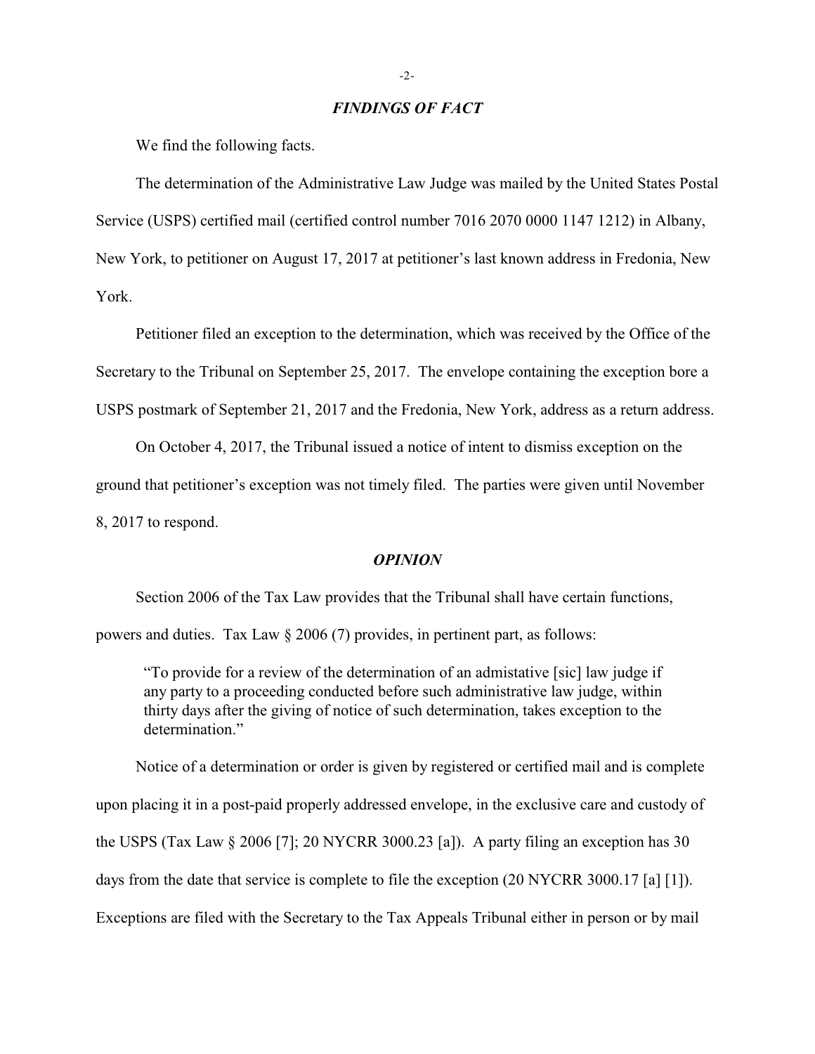### *FINDINGS OF FACT*

We find the following facts.

The determination of the Administrative Law Judge was mailed by the United States Postal Service (USPS) certified mail (certified control number 7016 2070 0000 1147 1212) in Albany, New York, to petitioner on August 17, 2017 at petitioner's last known address in Fredonia, New York.

Petitioner filed an exception to the determination, which was received by the Office of the Secretary to the Tribunal on September 25, 2017. The envelope containing the exception bore a USPS postmark of September 21, 2017 and the Fredonia, New York, address as a return address.

On October 4, 2017, the Tribunal issued a notice of intent to dismiss exception on the ground that petitioner's exception was not timely filed. The parties were given until November 8, 2017 to respond.

### *OPINION*

Section 2006 of the Tax Law provides that the Tribunal shall have certain functions, powers and duties. Tax Law § 2006 (7) provides, in pertinent part, as follows:

> "To provide for a review of the determination of an admistative [sic] law judge if any party to a proceeding conducted before such administrative law judge, within thirty days after the giving of notice of such determination, takes exception to the determination."

Notice of a determination or order is given by registered or certified mail and is complete upon placing it in a post-paid properly addressed envelope, in the exclusive care and custody of the USPS (Tax Law § 2006 [7]; 20 NYCRR 3000.23 [a]). A party filing an exception has 30 days from the date that service is complete to file the exception (20 NYCRR 3000.17 [a] [1]). Exceptions are filed with the Secretary to the Tax Appeals Tribunal either in person or by mail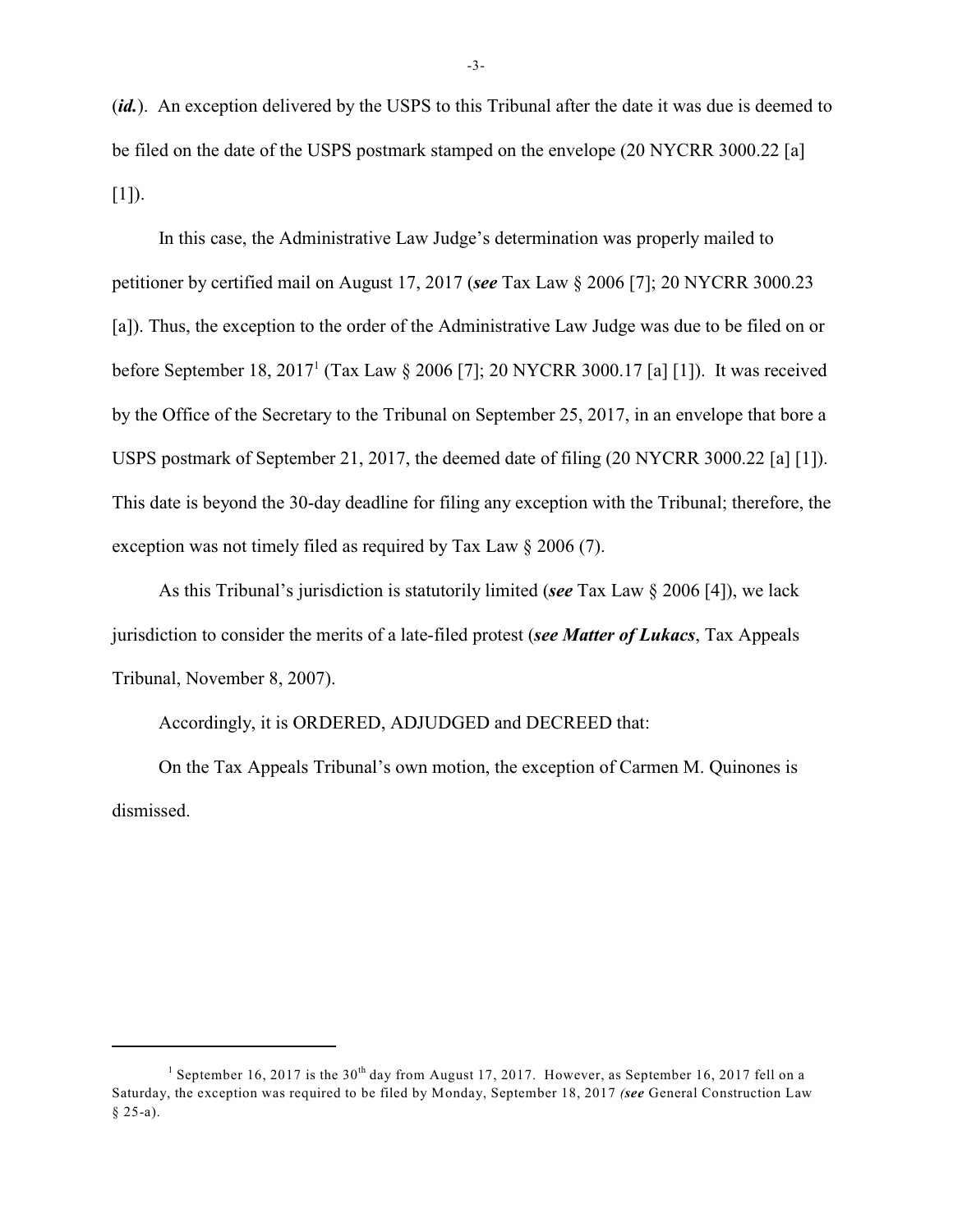(***id.***). An exception delivered by the USPS to this Tribunal after the date it was due is deemed to be filed on the date of the USPS postmark stamped on the envelope (20 NYCRR 3000.22 [a] [1]).

In this case, the Administrative Law Judge's determination was properly mailed to petitioner by certified mail on August 17, 2017 (***see*** Tax Law § 2006 [7]; 20 NYCRR 3000.23 [a]). Thus, the exception to the order of the Administrative Law Judge was due to be filed on or before September 18, 2017[1] (Tax Law § 2006 [7]; 20 NYCRR 3000.17 [a] [1]). It was received by the Office of the Secretary to the Tribunal on September 25, 2017, in an envelope that bore a USPS postmark of September 21, 2017, the deemed date of filing (20 NYCRR 3000.22 [a] [1]). This date is beyond the 30-day deadline for filing any exception with the Tribunal; therefore, the exception was not timely filed as required by Tax Law § 2006 (7).

As this Tribunal's jurisdiction is statutorily limited (***see*** Tax Law § 2006 [4]), we lack jurisdiction to consider the merits of a late-filed protest (***see Matter of Lukacs***, Tax Appeals Tribunal, November 8, 2007).

Accordingly, it is ORDERED, ADJUDGED and DECREED that:

On the Tax Appeals Tribunal's own motion, the exception of Carmen M. Quinones is dismissed.

---

[1] September 16, 2017 is the 30th day from August 17, 2017. However, as September 16, 2017 fell on a Saturday, the exception was required to be filed by Monday, September 18, 2017 *(**see*** General Construction Law § 25-a).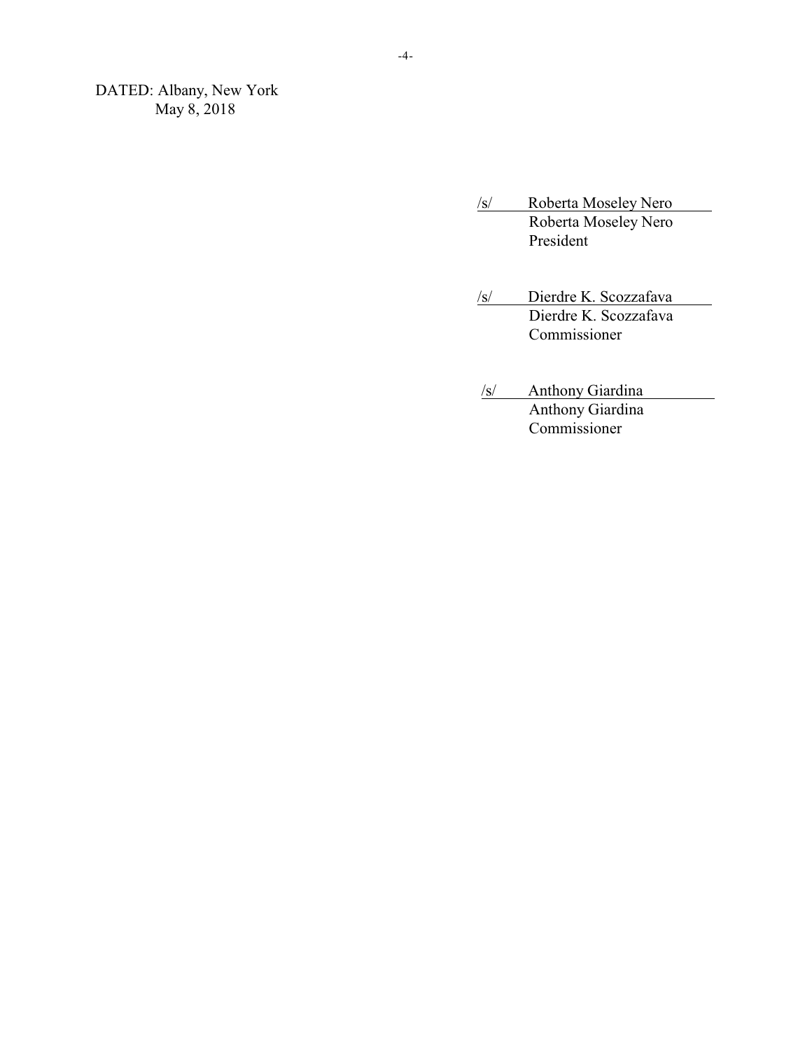DATED: Albany, New York
May 8, 2018

/s/ Roberta Moseley Nero
Roberta Moseley Nero
President

/s/ Dierdre K. Scozzafava
Dierdre K. Scozzafava
Commissioner

/s/ Anthony Giardina
Anthony Giardina
Commissioner